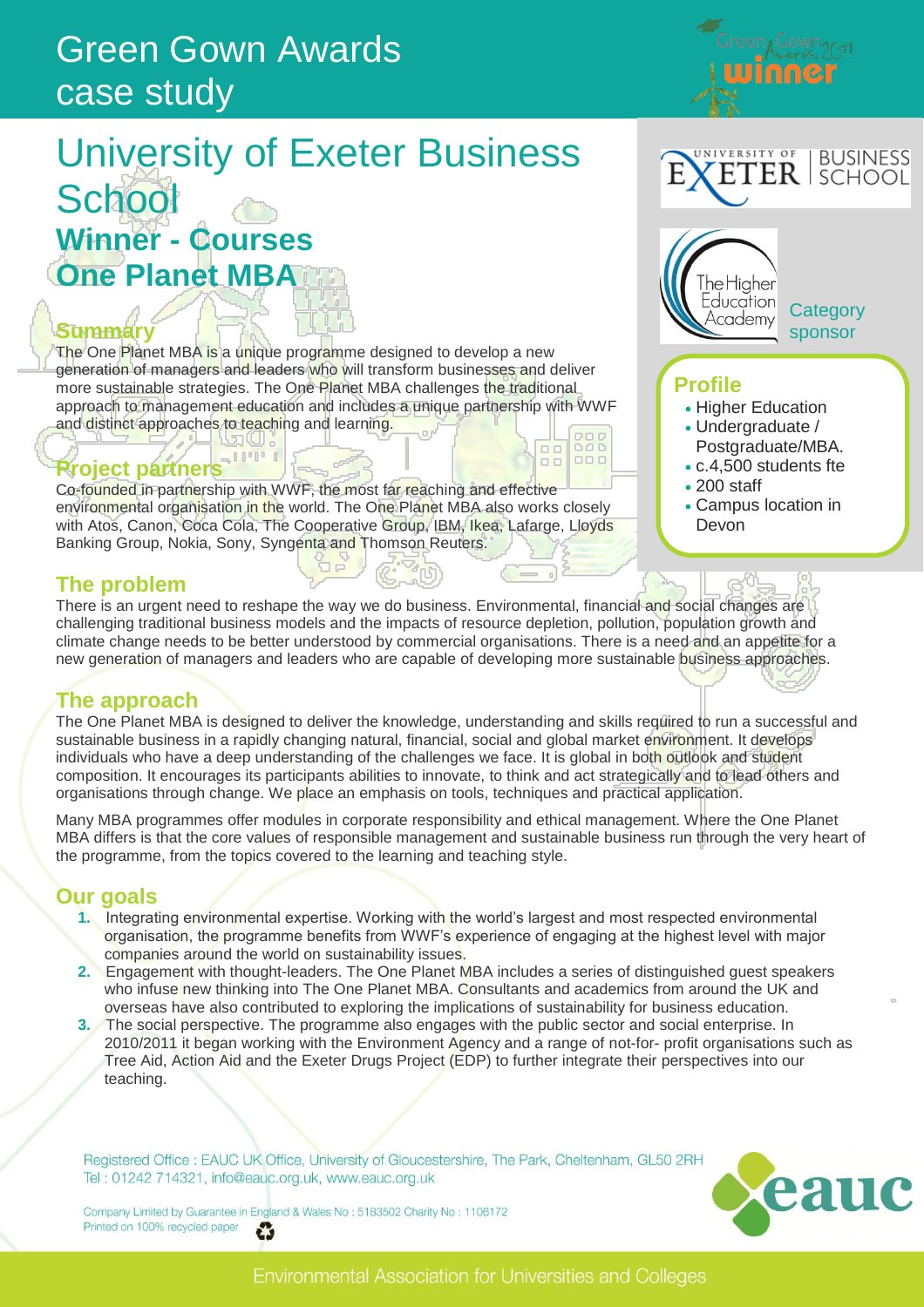# Green Gown Awards case study

## University of Exeter Business School

### Winner - Courses

### One Planet MBA

Category sponsor

### Profile

- Higher Education
- Undergraduate / Postgraduate/MBA.
- c.4,500 students fte
- 200 staff
- Campus location in Devon

### Summary

The One Planet MBA is a unique programme designed to develop a new generation of managers and leaders who will transform businesses and deliver more sustainable strategies. The One Planet MBA challenges the traditional approach to management education and includes a unique partnership with WWF and distinct approaches to teaching and learning.

### Project partners

Co-founded in partnership with WWF, the most far reaching and effective environmental organisation in the world. The One Planet MBA also works closely with Atos, Canon, Coca Cola, The Cooperative Group, IBM, Ikea, Lafarge, Lloyds Banking Group, Nokia, Sony, Syngenta and Thomson Reuters.

### The problem

There is an urgent need to reshape the way we do business. Environmental, financial and social changes are challenging traditional business models and the impacts of resource depletion, pollution, population growth and climate change needs to be better understood by commercial organisations. There is a need and an appetite for a new generation of managers and leaders who are capable of developing more sustainable business approaches.

### The approach

The One Planet MBA is designed to deliver the knowledge, understanding and skills required to run a successful and sustainable business in a rapidly changing natural, financial, social and global market environment. It develops individuals who have a deep understanding of the challenges we face. It is global in both outlook and student composition. It encourages its participants abilities to innovate, to think and act strategically and to lead others and organisations through change. We place an emphasis on tools, techniques and practical application.

Many MBA programmes offer modules in corporate responsibility and ethical management. Where the One Planet MBA differs is that the core values of responsible management and sustainable business run through the very heart of the programme, from the topics covered to the learning and teaching style.

### Our goals

1. Integrating environmental expertise. Working with the world's largest and most respected environmental organisation, the programme benefits from WWF's experience of engaging at the highest level with major companies around the world on sustainability issues.
2. Engagement with thought-leaders. The One Planet MBA includes a series of distinguished guest speakers who infuse new thinking into The One Planet MBA. Consultants and academics from around the UK and overseas have also contributed to exploring the implications of sustainability for business education.
3. The social perspective. The programme also engages with the public sector and social enterprise. In 2010/2011 it began working with the Environment Agency and a range of not-for- profit organisations such as Tree Aid, Action Aid and the Exeter Drugs Project (EDP) to further integrate their perspectives into our teaching.

Registered Office : EAUC UK Office, University of Gloucestershire, The Park, Cheltenham, GL50 2RH
Tel : 01242 714321, info@eauc.org.uk, www.eauc.org.uk

Company Limited by Guarantee in England & Wales No : 5183502 Charity No : 1106172
Printed on 100% recycled paper

Environmental Association for Universities and Colleges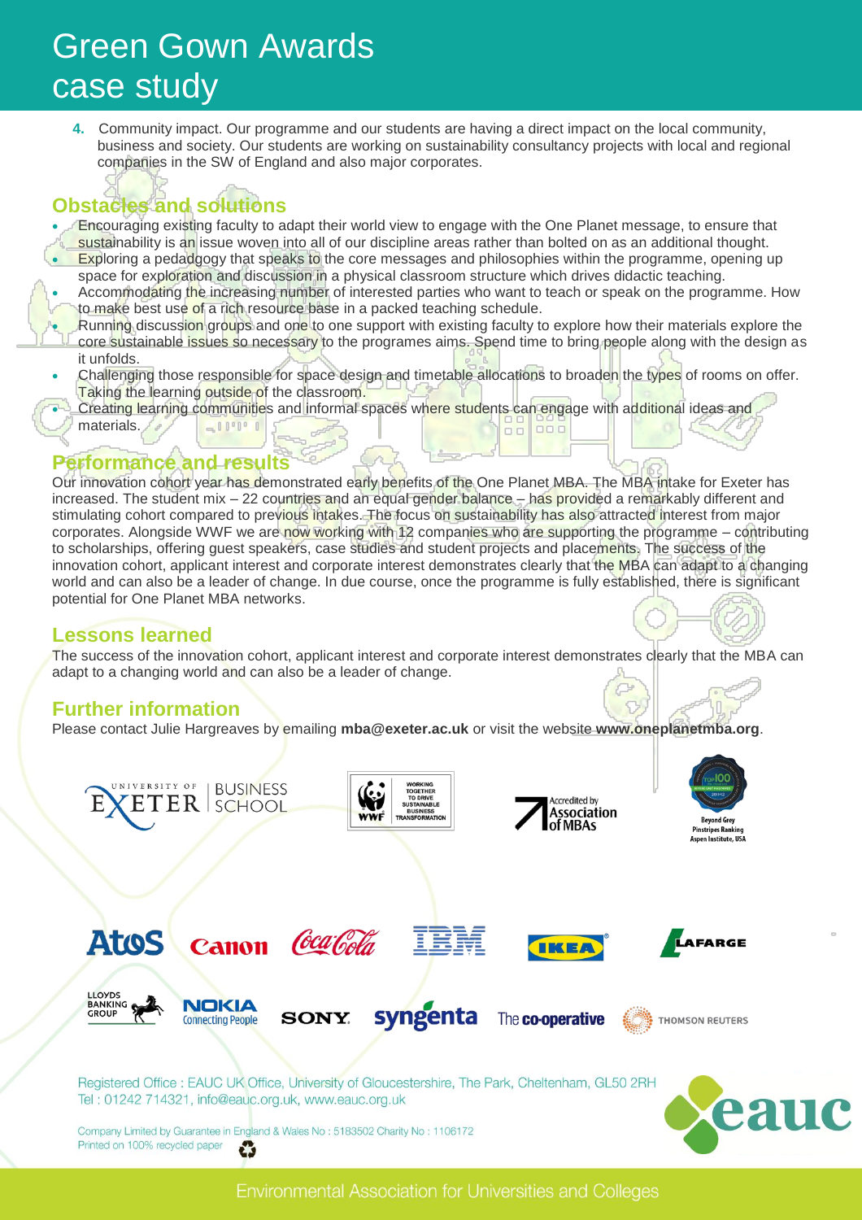# Green Gown Awards case study

4. Community impact. Our programme and our students are having a direct impact on the local community, business and society. Our students are working on sustainability consultancy projects with local and regional companies in the SW of England and also major corporates.

## Obstacles and solutions

- Encouraging existing faculty to adapt their world view to engage with the One Planet message, to ensure that sustainability is an issue woven into all of our discipline areas rather than bolted on as an additional thought.
- Exploring a pedadgogy that speaks to the core messages and philosophies within the programme, opening up space for exploration and discussion in a physical classroom structure which drives didactic teaching.
- Accommodating the increasing number of interested parties who want to teach or speak on the programme. How to make best use of a rich resource base in a packed teaching schedule.
- Running discussion groups and one to one support with existing faculty to explore how their materials explore the core sustainable issues so necessary to the programes aims. Spend time to bring people along with the design as it unfolds.
- Challenging those responsible for space design and timetable allocations to broaden the types of rooms on offer. Taking the learning outside of the classroom.
- Creating learning communities and informal spaces where students can engage with additional ideas and materials.

## Performance and results

Our innovation cohort year has demonstrated early benefits of the One Planet MBA. The MBA intake for Exeter has increased. The student mix – 22 countries and an equal gender balance – has provided a remarkably different and stimulating cohort compared to previous intakes. The focus on sustainability has also attracted interest from major corporates. Alongside WWF we are now working with 12 companies who are supporting the programme – contributing to scholarships, offering guest speakers, case studies and student projects and placements. The success of the innovation cohort, applicant interest and corporate interest demonstrates clearly that the MBA can adapt to a changing world and can also be a leader of change. In due course, once the programme is fully established, there is significant potential for One Planet MBA networks.

## Lessons learned

The success of the innovation cohort, applicant interest and corporate interest demonstrates clearly that the MBA can adapt to a changing world and can also be a leader of change.

## Further information

Please contact Julie Hargreaves by emailing **mba@exeter.ac.uk** or visit the website **www.oneplanetmba.org**.

Registered Office : EAUC UK Office, University of Gloucestershire, The Park, Cheltenham, GL50 2RH
Tel : 01242 714321, info@eauc.org.uk, www.eauc.org.uk

Company Limited by Guarantee in England & Wales No : 5183502 Charity No : 1106172
Printed on 100% recycled paper

Environmental Association for Universities and Colleges